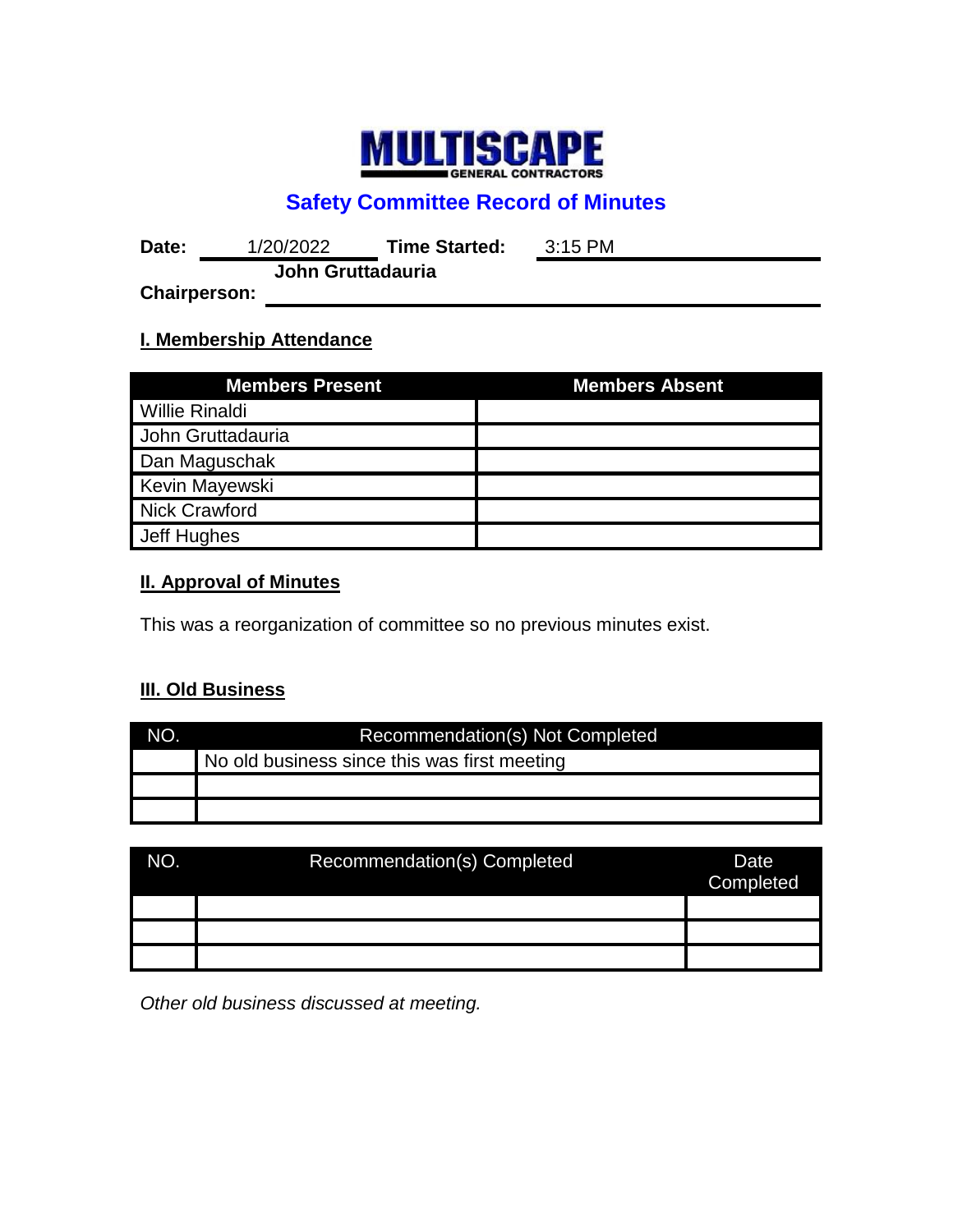# MULTISCAPE

GENERAL CONTRACTORS

## Safety Committee Record of Minutes

**Date:** 1/20/2022 **Time Started:** 3:15 PM

**Chairperson:** **John Gruttadauria**

### I. Membership Attendance

| Members Present | Members Absent |
|---|---|
| Willie Rinaldi | |
| John Gruttadauria | |
| Dan Maguschak | |
| Kevin Mayewski | |
| Nick Crawford | |
| Jeff Hughes | |

### II. Approval of Minutes

This was a reorganization of committee so no previous minutes exist.

### III. Old Business

| NO. | Recommendation(s) Not Completed |
|---|---|
| | No old business since this was first meeting |
| | |
| | |

| NO. | Recommendation(s) Completed | Date Completed |
|---|---|---|
| | | |
| | | |
| | | |

*Other old business discussed at meeting.*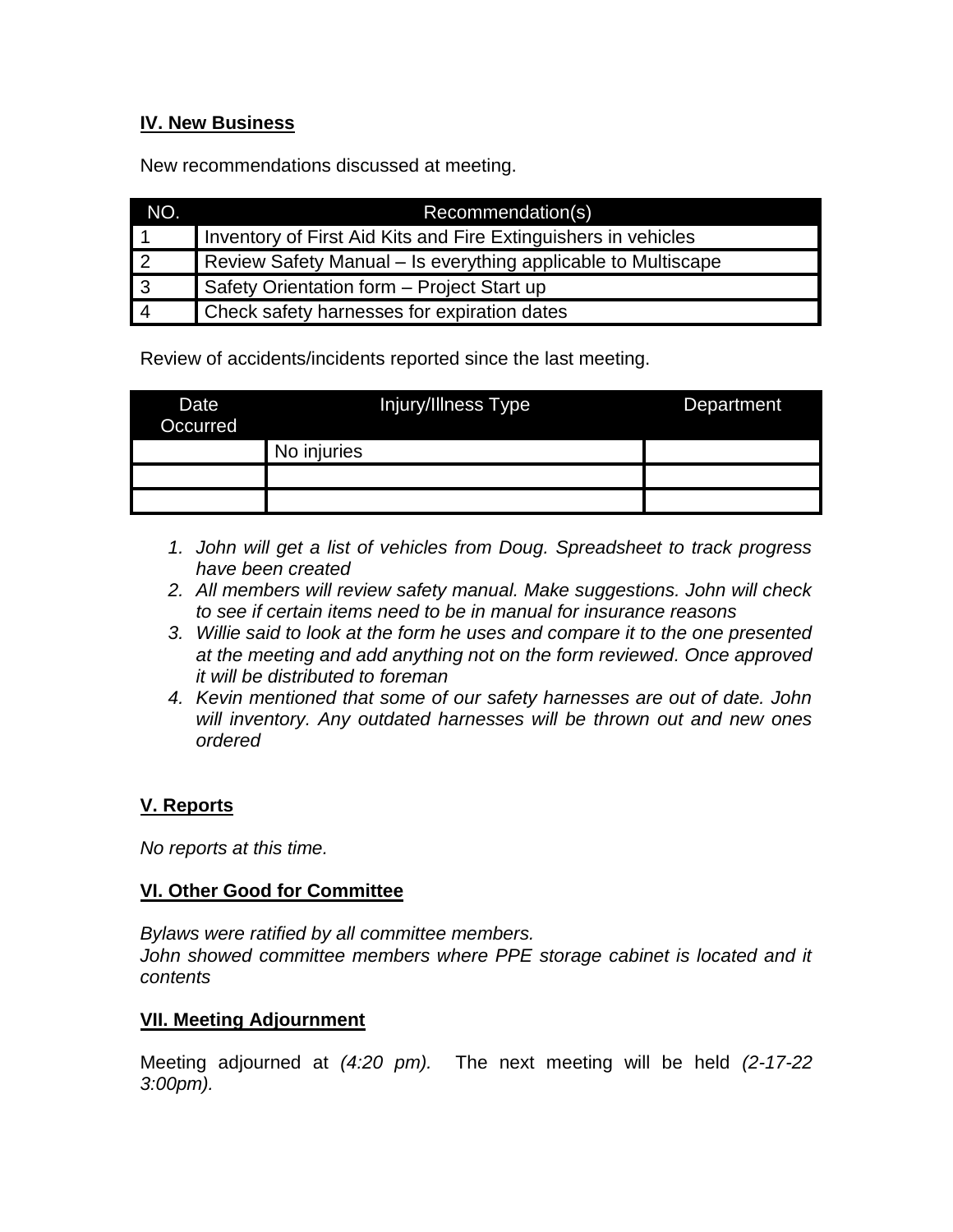**IV. New Business**

New recommendations discussed at meeting.

| NO. | Recommendation(s) |
| --- | --- |
| 1 | Inventory of First Aid Kits and Fire Extinguishers in vehicles |
| 2 | Review Safety Manual – Is everything applicable to Multiscape |
| 3 | Safety Orientation form – Project Start up |
| 4 | Check safety harnesses for expiration dates |

Review of accidents/incidents reported since the last meeting.

| Date Occurred | Injury/Illness Type | Department |
| --- | --- | --- |
| | No injuries | |
| | | |
| | | |

1. *John will get a list of vehicles from Doug. Spreadsheet to track progress have been created*
2. *All members will review safety manual. Make suggestions. John will check to see if certain items need to be in manual for insurance reasons*
3. *Willie said to look at the form he uses and compare it to the one presented at the meeting and add anything not on the form reviewed. Once approved it will be distributed to foreman*
4. *Kevin mentioned that some of our safety harnesses are out of date. John will inventory. Any outdated harnesses will be thrown out and new ones ordered*

**V. Reports**

*No reports at this time.*

**VI. Other Good for Committee**

*Bylaws were ratified by all committee members.*
*John showed committee members where PPE storage cabinet is located and it contents*

**VII. Meeting Adjournment**

Meeting adjourned at *(4:20 pm).* The next meeting will be held *(2-17-22 3:00pm).*